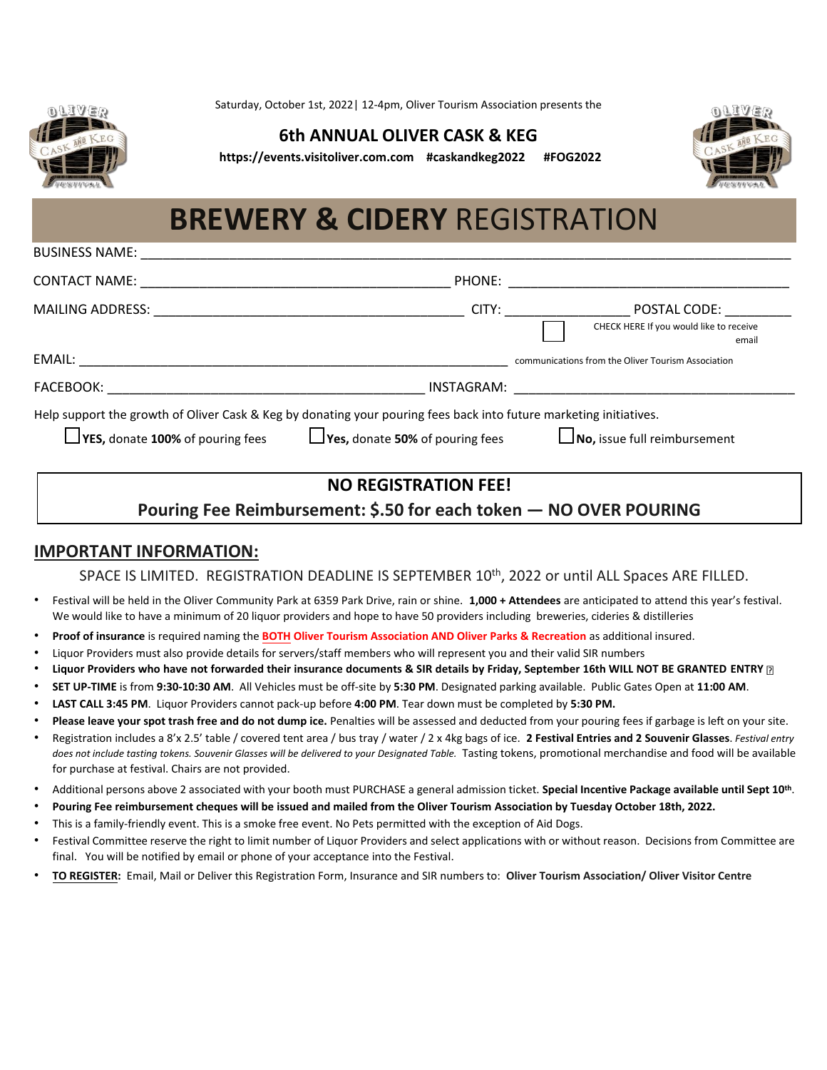Saturday, October 1st, 2022| 12-4pm, Oliver Tourism Association presents the

### 6th ANNUAL OLIVER CASK & KEG

**https://events.visitoliver.com.com #caskandkeg2022 #FOG2022**

# **BREWERY & CIDERY** REGISTRATION

BUSINESS NAME: ______________________________________________________________________________

CONTACT NAME: ________________________________________ PHONE: ____________________________________

MAILING ADDRESS: ________________________________________ CITY: ________________ POSTAL CODE: _________

☐ CHECK HERE If you would like to receive email communications from the Oliver Tourism Association

EMAIL: ____________________________________________________________

FACEBOOK: ________________________________________ INSTAGRAM: ____________________________________

Help support the growth of Oliver Cask & Keg by donating your pouring fees back into future marketing initiatives.

☐ **YES,** donate **100%** of pouring fees ☐ **Yes,** donate **50%** of pouring fees ☐ **No,** issue full reimbursement

**NO REGISTRATION FEE!**

**Pouring Fee Reimbursement: $.50 for each token — NO OVER POURING**

## IMPORTANT INFORMATION:

SPACE IS LIMITED. REGISTRATION DEADLINE IS SEPTEMBER 10th, 2022 or until ALL Spaces ARE FILLED.

- Festival will be held in the Oliver Community Park at 6359 Park Drive, rain or shine. **1,000 + Attendees** are anticipated to attend this year's festival. We would like to have a minimum of 20 liquor providers and hope to have 50 providers including breweries, cideries & distilleries
- **Proof of insurance** is required naming the **BOTH Oliver Tourism Association AND Oliver Parks & Recreation** as additional insured.
- Liquor Providers must also provide details for servers/staff members who will represent you and their valid SIR numbers
- **Liquor Providers who have not forwarded their insurance documents & SIR details by Friday, September 16th WILL NOT BE GRANTED ENTRY**
- **SET UP-TIME** is from **9:30-10:30 AM**. All Vehicles must be off-site by **5:30 PM**. Designated parking available. Public Gates Open at **11:00 AM**.
- **LAST CALL 3:45 PM**. Liquor Providers cannot pack-up before **4:00 PM**. Tear down must be completed by **5:30 PM.**
- **Please leave your spot trash free and do not dump ice.** Penalties will be assessed and deducted from your pouring fees if garbage is left on your site.
- Registration includes a 8'x 2.5' table / covered tent area / bus tray / water / 2 x 4kg bags of ice. **2 Festival Entries and 2 Souvenir Glasses**. *Festival entry does not include tasting tokens. Souvenir Glasses will be delivered to your Designated Table.* Tasting tokens, promotional merchandise and food will be available for purchase at festival. Chairs are not provided.
- Additional persons above 2 associated with your booth must PURCHASE a general admission ticket. **Special Incentive Package available until Sept 10th**.
- **Pouring Fee reimbursement cheques will be issued and mailed from the Oliver Tourism Association by Tuesday October 18th, 2022.**
- This is a family-friendly event. This is a smoke free event. No Pets permitted with the exception of Aid Dogs.
- Festival Committee reserve the right to limit number of Liquor Providers and select applications with or without reason. Decisions from Committee are final. You will be notified by email or phone of your acceptance into the Festival.
- **TO REGISTER:** Email, Mail or Deliver this Registration Form, Insurance and SIR numbers to: **Oliver Tourism Association/ Oliver Visitor Centre**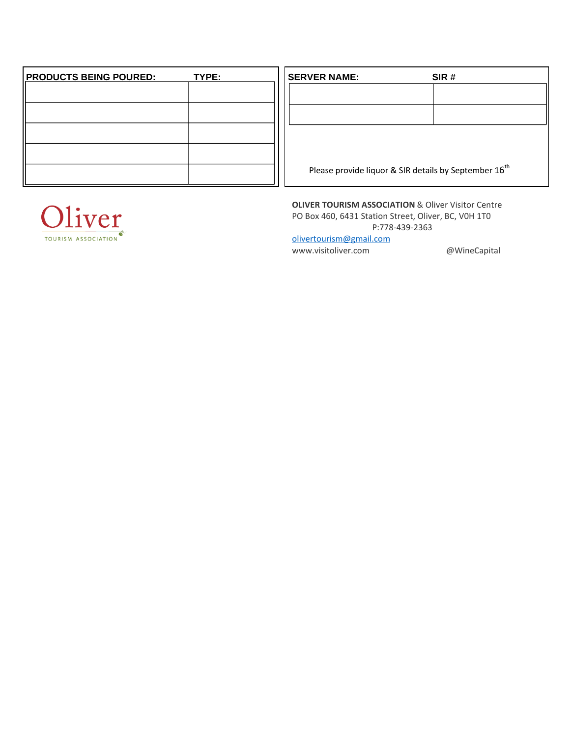| PRODUCTS BEING POURED: | TYPE: |
| --- | --- |
| | |
| | |
| | |
| | |
| | |

| SERVER NAME: | SIR # |
| --- | --- |
| | |
| | |

Please provide liquor & SIR details by September 16th

Oliver
TOURISM ASSOCIATION

**OLIVER TOURISM ASSOCIATION** & Oliver Visitor Centre
PO Box 460, 6431 Station Street, Oliver, BC, V0H 1T0
P:778-439-2363
olivertourism@gmail.com
www.visitoliver.com @WineCapital